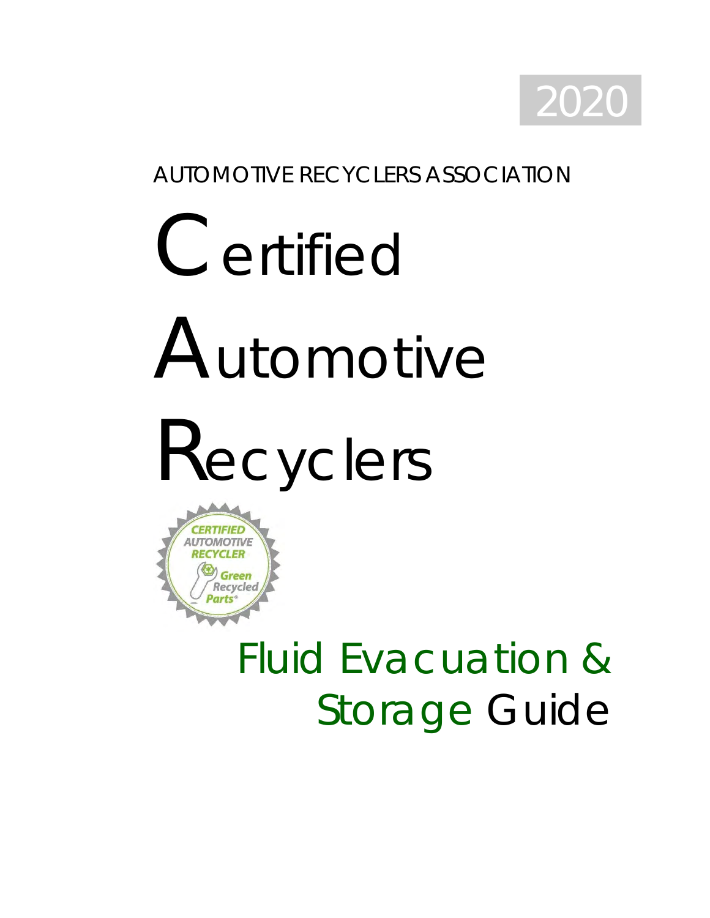2020

AUTOMOTIVE RECYCLERS ASSOCIATION

# Certified Automotive Recyclers

## Fluid Evacuation & Storage Guide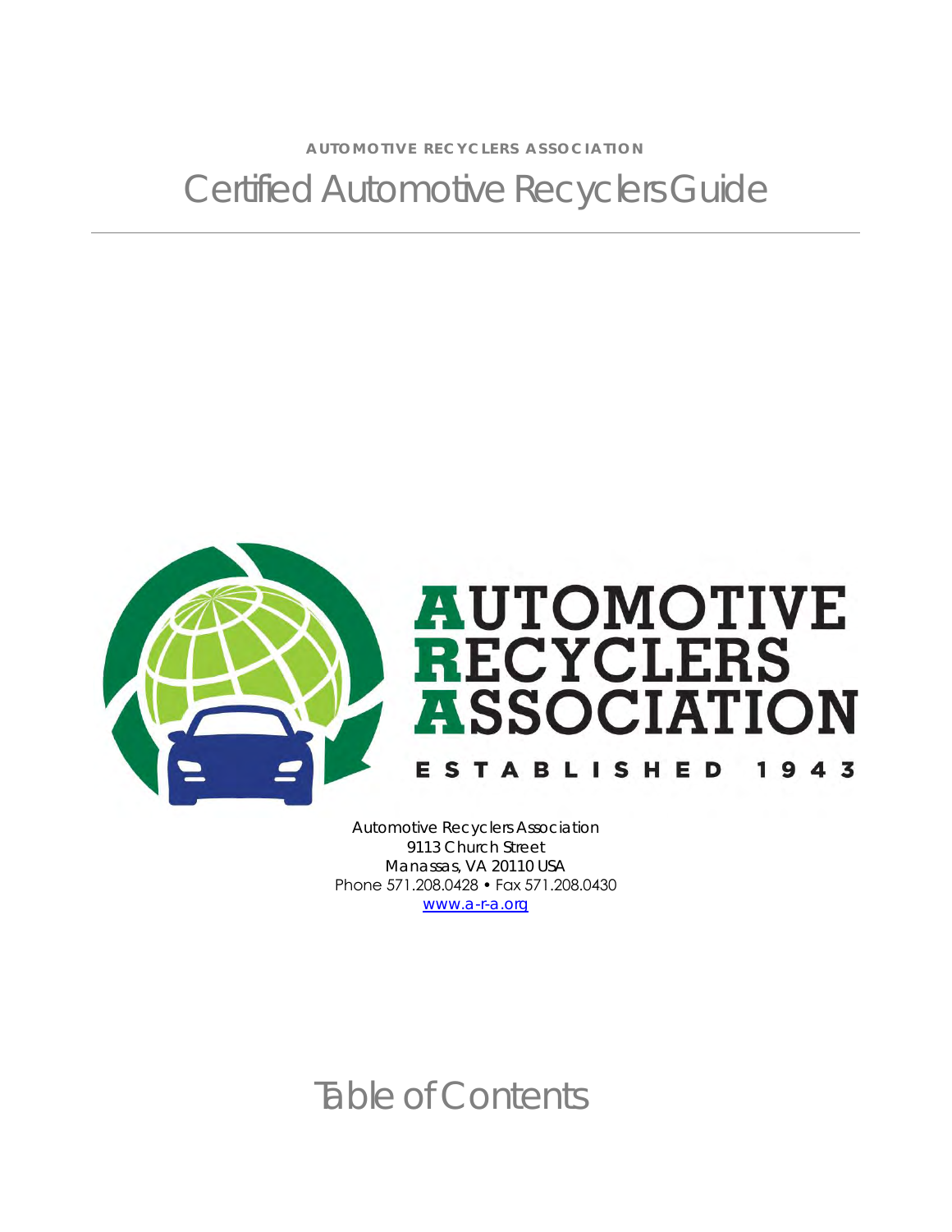**AUTOMOTIVE RECYCLERS ASSOCIATION**

# Certified Automotive Recyclers Guide

---

AUTOMOTIVE RECYCLERS ASSOCIATION

ESTABLISHED 1943

Automotive Recyclers Association
9113 Church Street
Manassas, VA 20110 USA
Phone 571.208.0428 • Fax 571.208.0430
[www.a-r-a.org](http://www.a-r-a.org)

# Table of Contents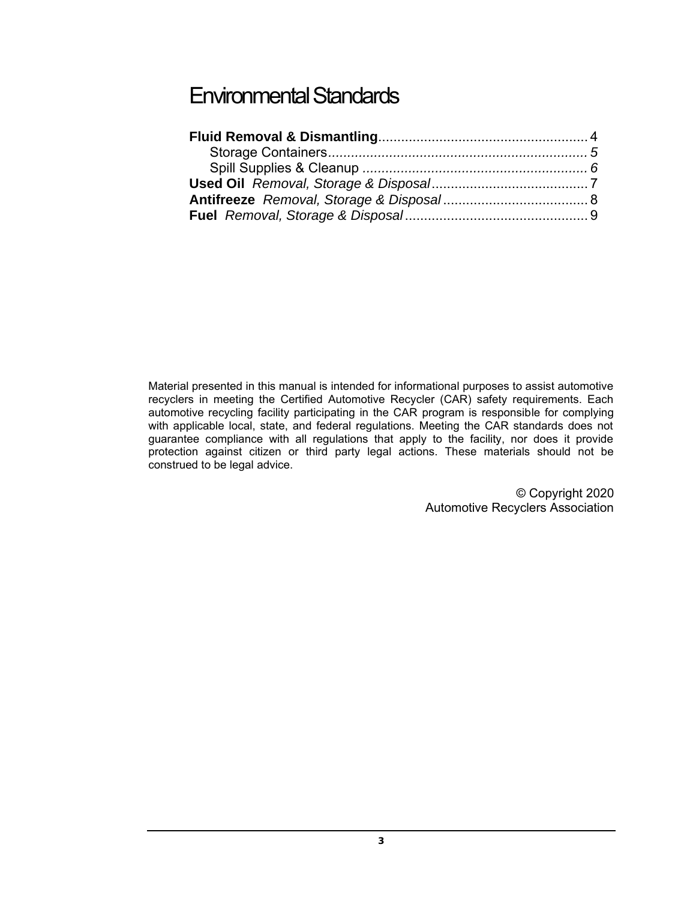# Environmental Standards

**Fluid Removal & Dismantling** .......................................................... 4
  Storage Containers .......................................................... *5*
  Spill Supplies & Cleanup .......................................................... *6*
**Used Oil** *Removal, Storage & Disposal* .......................................................... 7
**Antifreeze** *Removal, Storage & Disposal* .......................................................... 8
**Fuel** *Removal, Storage & Disposal* .......................................................... 9

Material presented in this manual is intended for informational purposes to assist automotive recyclers in meeting the Certified Automotive Recycler (CAR) safety requirements. Each automotive recycling facility participating in the CAR program is responsible for complying with applicable local, state, and federal regulations. Meeting the CAR standards does not guarantee compliance with all regulations that apply to the facility, nor does it provide protection against citizen or third party legal actions. These materials should not be construed to be legal advice.

© Copyright 2020
Automotive Recyclers Association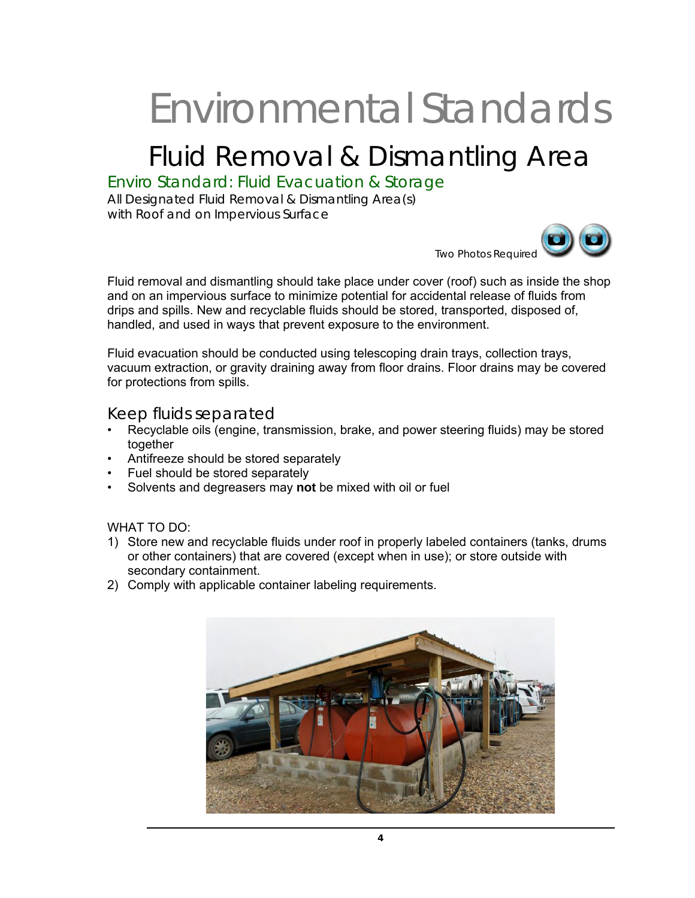# Environmental Standards

## Fluid Removal & Dismantling Area

### Enviro Standard: Fluid Evacuation & Storage

All Designated Fluid Removal & Dismantling Area(s)
with Roof and on Impervious Surface

Two Photos Required

Fluid removal and dismantling should take place under cover (roof) such as inside the shop and on an impervious surface to minimize potential for accidental release of fluids from drips and spills. New and recyclable fluids should be stored, transported, disposed of, handled, and used in ways that prevent exposure to the environment.

Fluid evacuation should be conducted using telescoping drain trays, collection trays, vacuum extraction, or gravity draining away from floor drains. Floor drains may be covered for protections from spills.

### Keep fluids separated

- Recyclable oils (engine, transmission, brake, and power steering fluids) may be stored together
- Antifreeze should be stored separately
- Fuel should be stored separately
- Solvents and degreasers may **not** be mixed with oil or fuel

WHAT TO DO:

1) Store new and recyclable fluids under roof in properly labeled containers (tanks, drums or other containers) that are covered (except when in use); or store outside with secondary containment.
2) Comply with applicable container labeling requirements.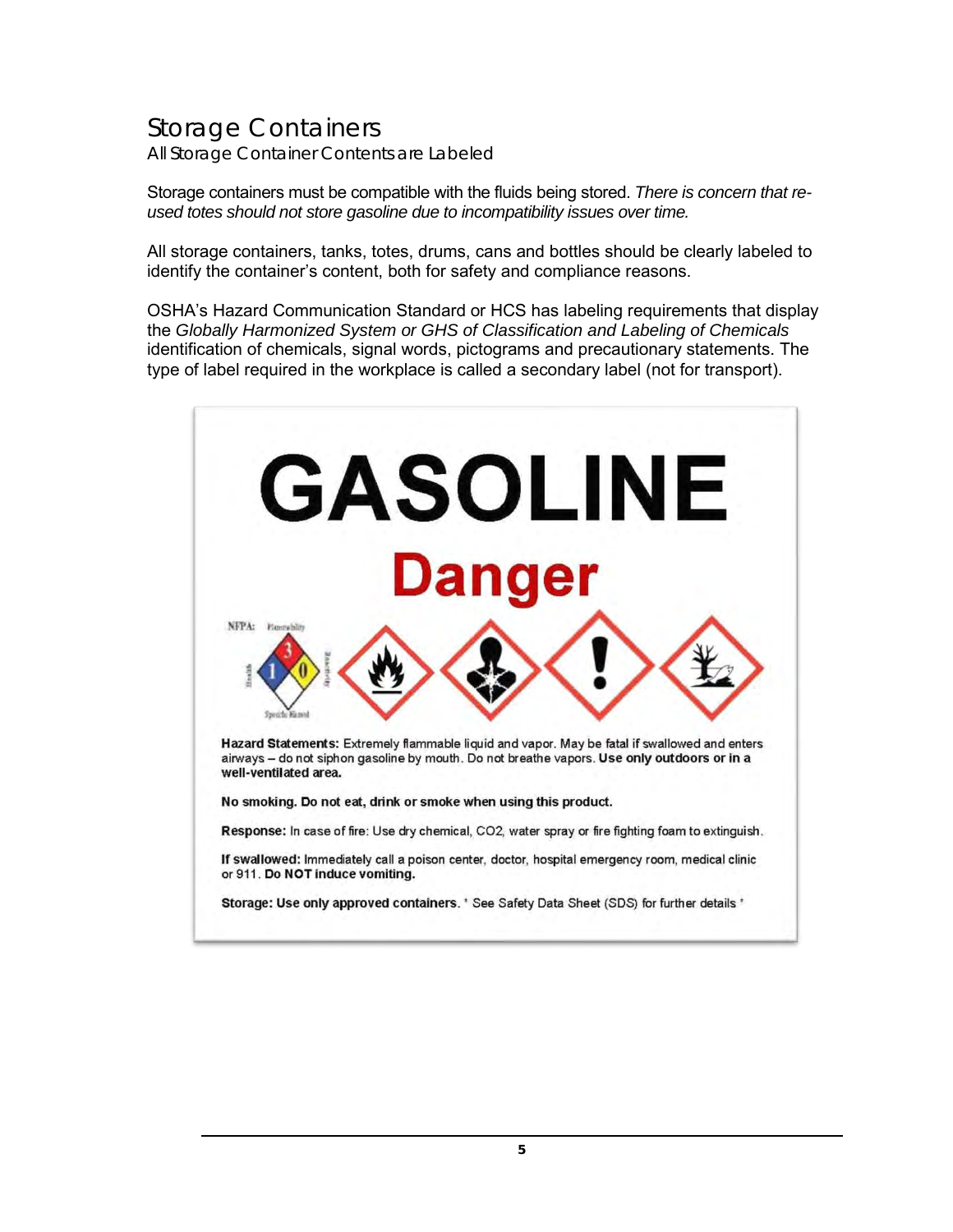# Storage Containers

All Storage Container Contents are Labeled

Storage containers must be compatible with the fluids being stored. *There is concern that re-used totes should not store gasoline due to incompatibility issues over time.*

All storage containers, tanks, totes, drums, cans and bottles should be clearly labeled to identify the container's content, both for safety and compliance reasons.

OSHA's Hazard Communication Standard or HCS has labeling requirements that display the *Globally Harmonized System or GHS of Classification and Labeling of Chemicals* identification of chemicals, signal words, pictograms and precautionary statements. The type of label required in the workplace is called a secondary label (not for transport).

GASOLINE

Danger

NFPA: Flammability 3, Health 1, Reactivity 0, Specific Hazard

**Hazard Statements:** Extremely flammable liquid and vapor. May be fatal if swallowed and enters airways – do not siphon gasoline by mouth. Do not breathe vapors. **Use only outdoors or in a well-ventilated area.**

**No smoking. Do not eat, drink or smoke when using this product.**

**Response:** In case of fire: Use dry chemical, CO2, water spray or fire fighting foam to extinguish.

**If swallowed:** Immediately call a poison center, doctor, hospital emergency room, medical clinic or 911. **Do NOT induce vomiting.**

**Storage: Use only approved containers.** * See Safety Data Sheet (SDS) for further details *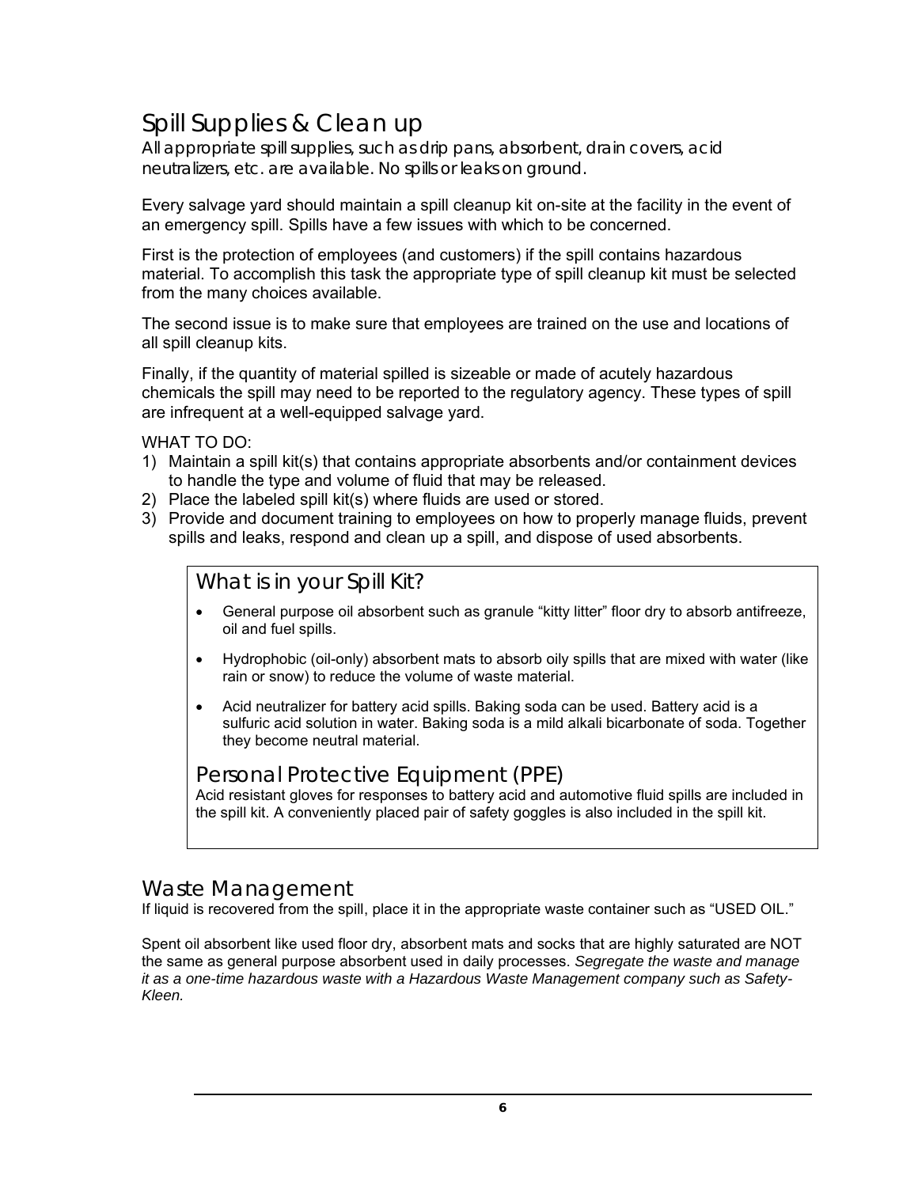# Spill Supplies & Clean up

All appropriate spill supplies, such as drip pans, absorbent, drain covers, acid neutralizers, etc. are available. No spills or leaks on ground.

Every salvage yard should maintain a spill cleanup kit on-site at the facility in the event of an emergency spill. Spills have a few issues with which to be concerned.

First is the protection of employees (and customers) if the spill contains hazardous material. To accomplish this task the appropriate type of spill cleanup kit must be selected from the many choices available.

The second issue is to make sure that employees are trained on the use and locations of all spill cleanup kits.

Finally, if the quantity of material spilled is sizeable or made of acutely hazardous chemicals the spill may need to be reported to the regulatory agency. These types of spill are infrequent at a well-equipped salvage yard.

WHAT TO DO:

1) Maintain a spill kit(s) that contains appropriate absorbents and/or containment devices to handle the type and volume of fluid that may be released.
2) Place the labeled spill kit(s) where fluids are used or stored.
3) Provide and document training to employees on how to properly manage fluids, prevent spills and leaks, respond and clean up a spill, and dispose of used absorbents.

## What is in your Spill Kit?

- General purpose oil absorbent such as granule "kitty litter" floor dry to absorb antifreeze, oil and fuel spills.
- Hydrophobic (oil-only) absorbent mats to absorb oily spills that are mixed with water (like rain or snow) to reduce the volume of waste material.
- Acid neutralizer for battery acid spills. Baking soda can be used. Battery acid is a sulfuric acid solution in water. Baking soda is a mild alkali bicarbonate of soda. Together they become neutral material.

## Personal Protective Equipment (PPE)

Acid resistant gloves for responses to battery acid and automotive fluid spills are included in the spill kit. A conveniently placed pair of safety goggles is also included in the spill kit.

# Waste Management

If liquid is recovered from the spill, place it in the appropriate waste container such as "USED OIL."

Spent oil absorbent like used floor dry, absorbent mats and socks that are highly saturated are NOT the same as general purpose absorbent used in daily processes. *Segregate the waste and manage it as a one-time hazardous waste with a Hazardous Waste Management company such as Safety-Kleen.*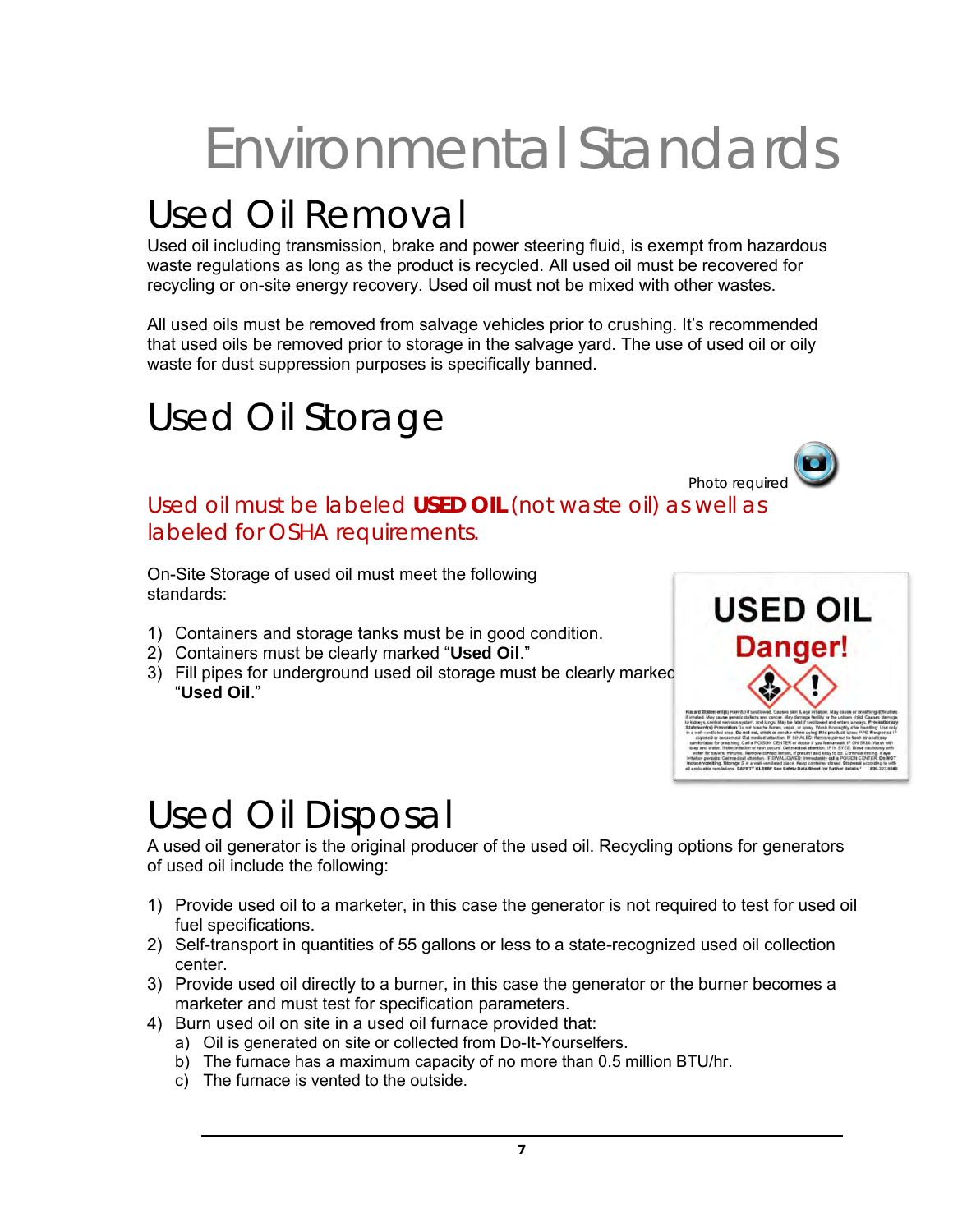# Environmental Standards

## Used Oil Removal

Used oil including transmission, brake and power steering fluid, is exempt from hazardous waste regulations as long as the product is recycled. All used oil must be recovered for recycling or on-site energy recovery. Used oil must not be mixed with other wastes.

All used oils must be removed from salvage vehicles prior to crushing. It's recommended that used oils be removed prior to storage in the salvage yard. The use of used oil or oily waste for dust suppression purposes is specifically banned.

## Used Oil Storage

Photo required

Used oil must be labeled **USED OIL** (not waste oil) as well as labeled for OSHA requirements.

On-Site Storage of used oil must meet the following standards:

1) Containers and storage tanks must be in good condition.
2) Containers must be clearly marked "**Used Oil**."
3) Fill pipes for underground used oil storage must be clearly marked "**Used Oil**."

## Used Oil Disposal

A used oil generator is the original producer of the used oil. Recycling options for generators of used oil include the following:

1) Provide used oil to a marketer, in this case the generator is not required to test for used oil fuel specifications.
2) Self-transport in quantities of 55 gallons or less to a state-recognized used oil collection center.
3) Provide used oil directly to a burner, in this case the generator or the burner becomes a marketer and must test for specification parameters.
4) Burn used oil on site in a used oil furnace provided that:
   a) Oil is generated on site or collected from Do-It-Yourselfers.
   b) The furnace has a maximum capacity of no more than 0.5 million BTU/hr.
   c) The furnace is vented to the outside.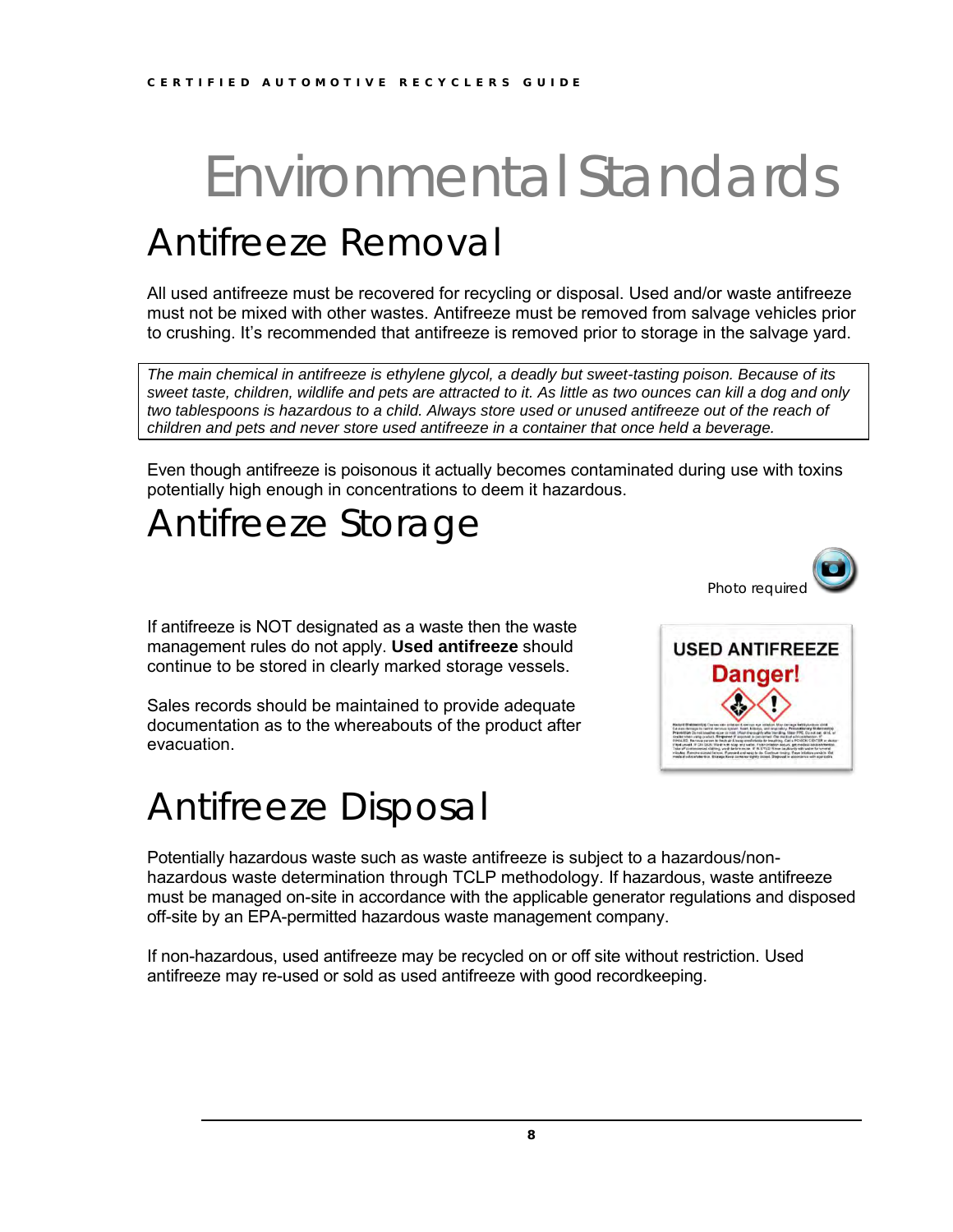# Environmental Standards

## Antifreeze Removal

All used antifreeze must be recovered for recycling or disposal. Used and/or waste antifreeze must not be mixed with other wastes. Antifreeze must be removed from salvage vehicles prior to crushing. It's recommended that antifreeze is removed prior to storage in the salvage yard.

*The main chemical in antifreeze is ethylene glycol, a deadly but sweet-tasting poison. Because of its sweet taste, children, wildlife and pets are attracted to it. As little as two ounces can kill a dog and only two tablespoons is hazardous to a child. Always store used or unused antifreeze out of the reach of children and pets and never store used antifreeze in a container that once held a beverage.*

Even though antifreeze is poisonous it actually becomes contaminated during use with toxins potentially high enough in concentrations to deem it hazardous.

## Antifreeze Storage

Photo required

If antifreeze is NOT designated as a waste then the waste management rules do not apply. **Used antifreeze** should continue to be stored in clearly marked storage vessels.

Sales records should be maintained to provide adequate documentation as to the whereabouts of the product after evacuation.

USED ANTIFREEZE

Danger!

## Antifreeze Disposal

Potentially hazardous waste such as waste antifreeze is subject to a hazardous/non-hazardous waste determination through TCLP methodology. If hazardous, waste antifreeze must be managed on-site in accordance with the applicable generator regulations and disposed off-site by an EPA-permitted hazardous waste management company.

If non-hazardous, used antifreeze may be recycled on or off site without restriction. Used antifreeze may re-used or sold as used antifreeze with good recordkeeping.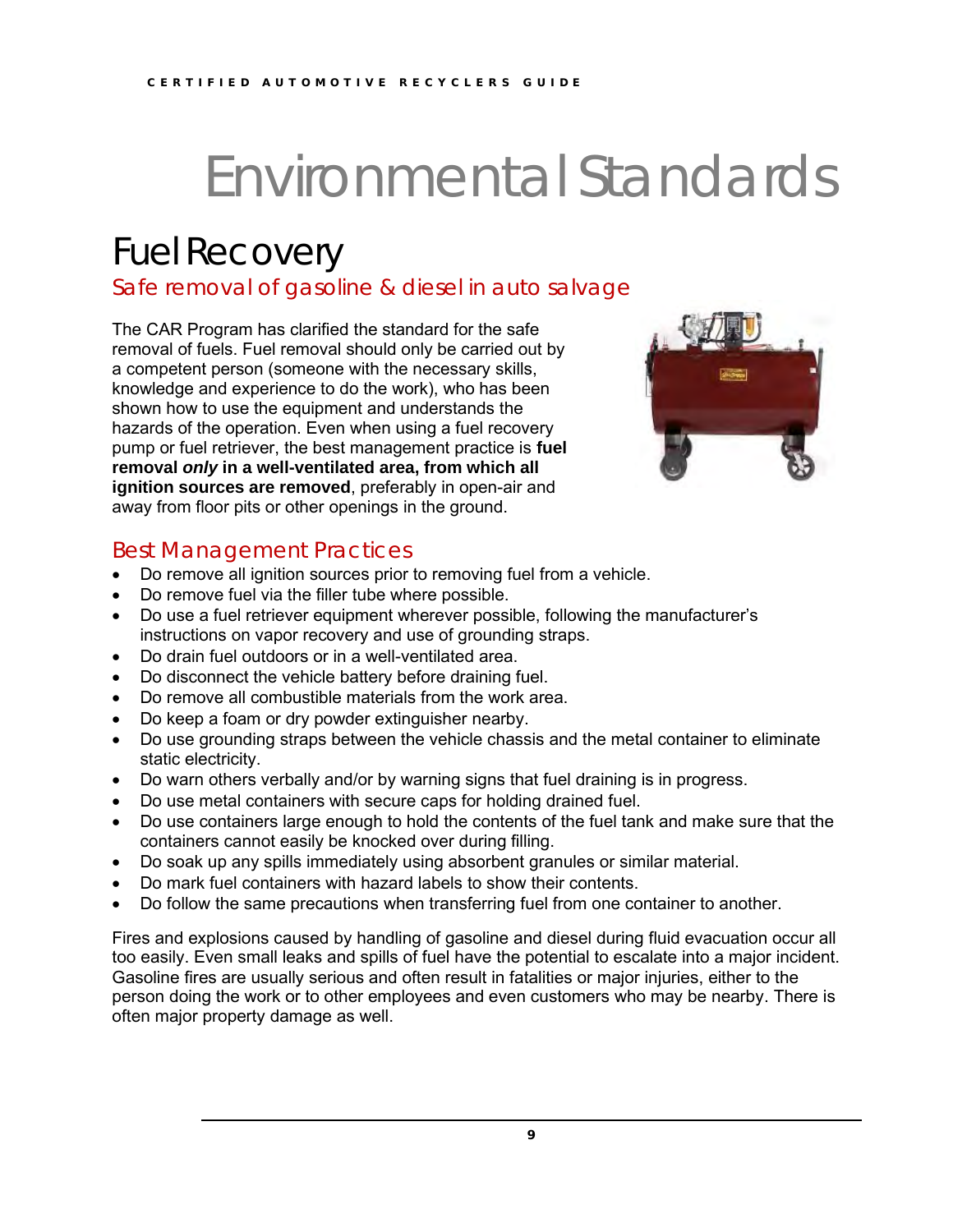# Environmental Standards

## Fuel Recovery

### Safe removal of gasoline & diesel in auto salvage

The CAR Program has clarified the standard for the safe removal of fuels. Fuel removal should only be carried out by a competent person (someone with the necessary skills, knowledge and experience to do the work), who has been shown how to use the equipment and understands the hazards of the operation. Even when using a fuel recovery pump or fuel retriever, the best management practice is **fuel removal *only* in a well-ventilated area, from which all ignition sources are removed**, preferably in open-air and away from floor pits or other openings in the ground.

### Best Management Practices

- Do remove all ignition sources prior to removing fuel from a vehicle.
- Do remove fuel via the filler tube where possible.
- Do use a fuel retriever equipment wherever possible, following the manufacturer's instructions on vapor recovery and use of grounding straps.
- Do drain fuel outdoors or in a well-ventilated area.
- Do disconnect the vehicle battery before draining fuel.
- Do remove all combustible materials from the work area.
- Do keep a foam or dry powder extinguisher nearby.
- Do use grounding straps between the vehicle chassis and the metal container to eliminate static electricity.
- Do warn others verbally and/or by warning signs that fuel draining is in progress.
- Do use metal containers with secure caps for holding drained fuel.
- Do use containers large enough to hold the contents of the fuel tank and make sure that the containers cannot easily be knocked over during filling.
- Do soak up any spills immediately using absorbent granules or similar material.
- Do mark fuel containers with hazard labels to show their contents.
- Do follow the same precautions when transferring fuel from one container to another.

Fires and explosions caused by handling of gasoline and diesel during fluid evacuation occur all too easily. Even small leaks and spills of fuel have the potential to escalate into a major incident. Gasoline fires are usually serious and often result in fatalities or major injuries, either to the person doing the work or to other employees and even customers who may be nearby. There is often major property damage as well.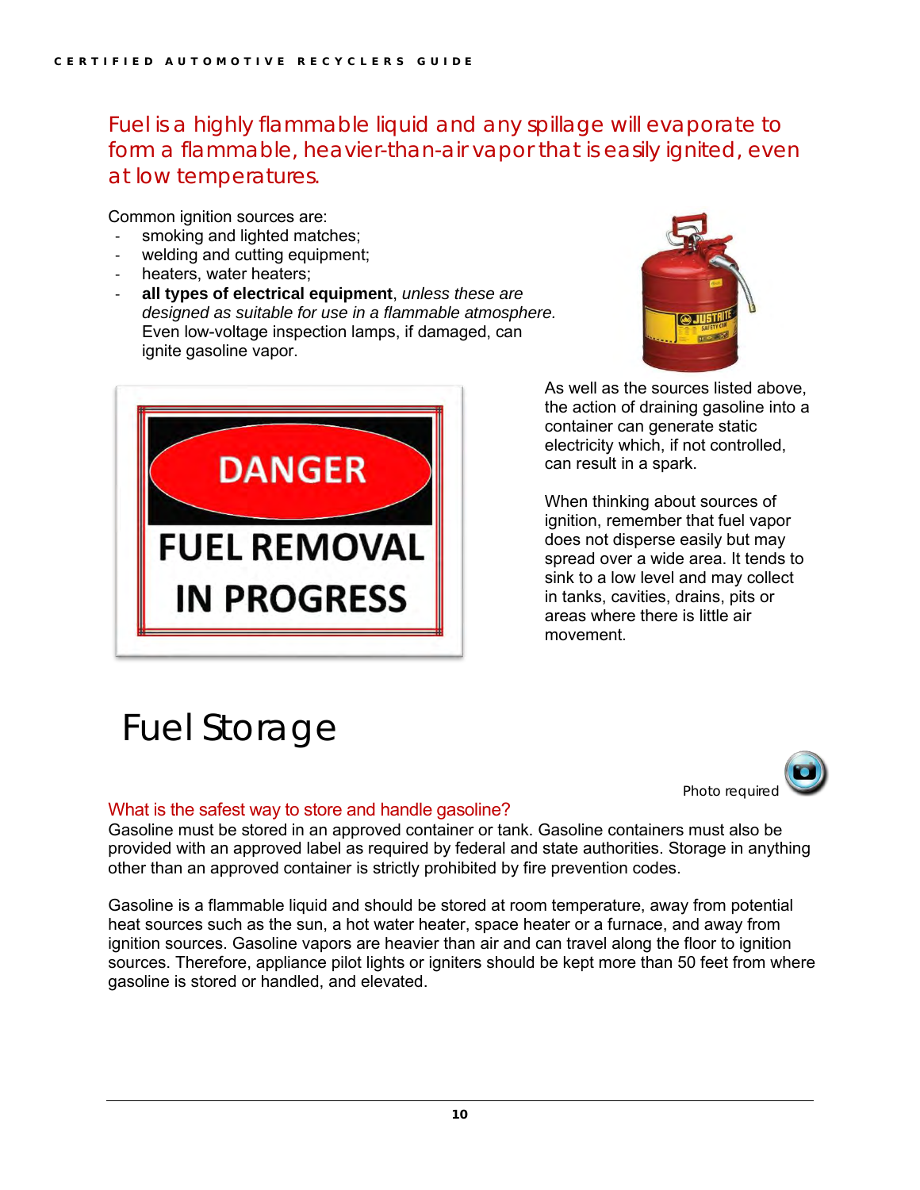Fuel is a highly flammable liquid and any spillage will evaporate to form a flammable, heavier-than-air vapor that is easily ignited, even at low temperatures.

Common ignition sources are:

- smoking and lighted matches;
- welding and cutting equipment;
- heaters, water heaters;
- **all types of electrical equipment**, *unless these are designed as suitable for use in a flammable atmosphere.* Even low-voltage inspection lamps, if damaged, can ignite gasoline vapor.

DANGER

FUEL REMOVAL IN PROGRESS

As well as the sources listed above, the action of draining gasoline into a container can generate static electricity which, if not controlled, can result in a spark.

When thinking about sources of ignition, remember that fuel vapor does not disperse easily but may spread over a wide area. It tends to sink to a low level and may collect in tanks, cavities, drains, pits or areas where there is little air movement.

# Fuel Storage

Photo required

### What is the safest way to store and handle gasoline?

Gasoline must be stored in an approved container or tank. Gasoline containers must also be provided with an approved label as required by federal and state authorities. Storage in anything other than an approved container is strictly prohibited by fire prevention codes.

Gasoline is a flammable liquid and should be stored at room temperature, away from potential heat sources such as the sun, a hot water heater, space heater or a furnace, and away from ignition sources. Gasoline vapors are heavier than air and can travel along the floor to ignition sources. Therefore, appliance pilot lights or igniters should be kept more than 50 feet from where gasoline is stored or handled, and elevated.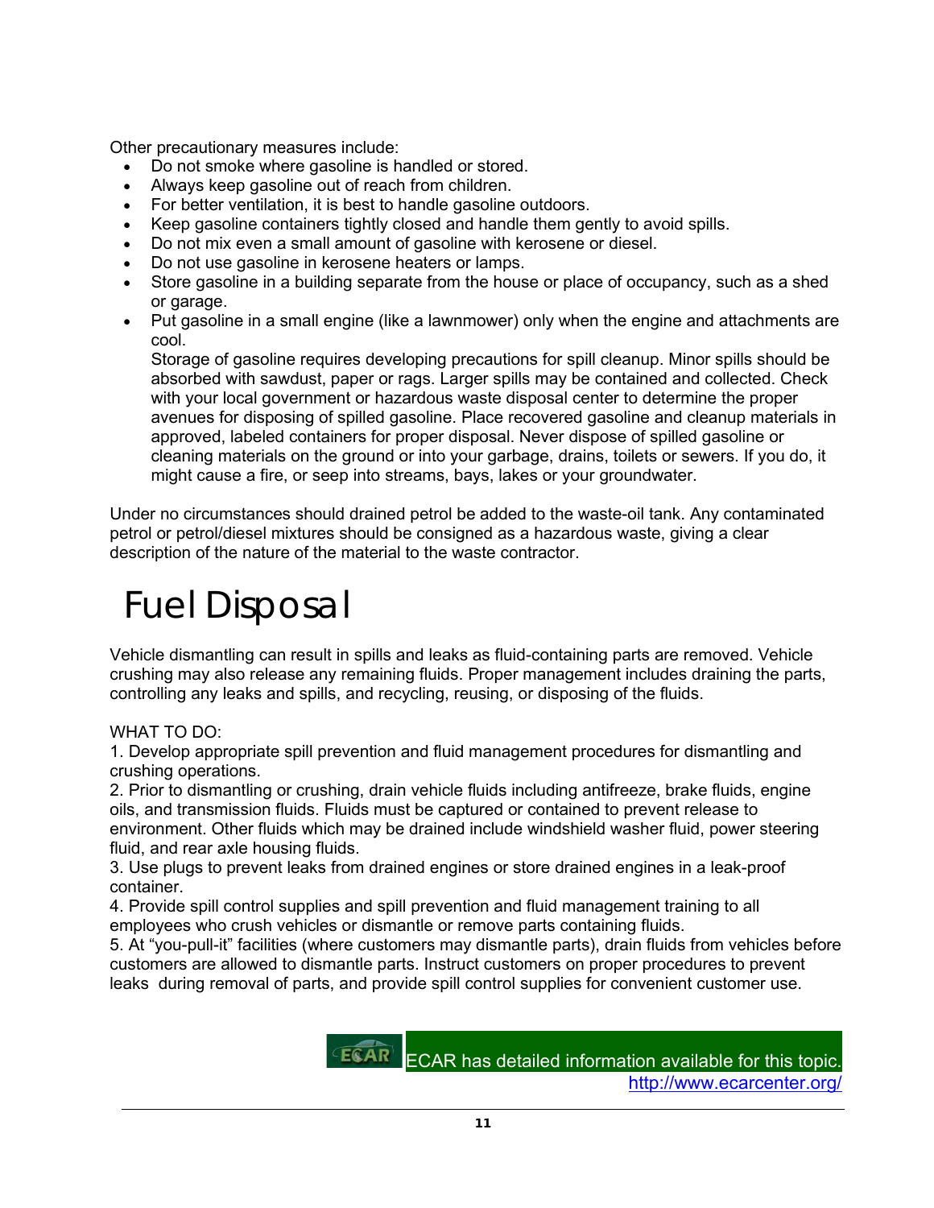Other precautionary measures include:

- Do not smoke where gasoline is handled or stored.
- Always keep gasoline out of reach from children.
- For better ventilation, it is best to handle gasoline outdoors.
- Keep gasoline containers tightly closed and handle them gently to avoid spills.
- Do not mix even a small amount of gasoline with kerosene or diesel.
- Do not use gasoline in kerosene heaters or lamps.
- Store gasoline in a building separate from the house or place of occupancy, such as a shed or garage.
- Put gasoline in a small engine (like a lawnmower) only when the engine and attachments are cool.

  Storage of gasoline requires developing precautions for spill cleanup. Minor spills should be absorbed with sawdust, paper or rags. Larger spills may be contained and collected. Check with your local government or hazardous waste disposal center to determine the proper avenues for disposing of spilled gasoline. Place recovered gasoline and cleanup materials in approved, labeled containers for proper disposal. Never dispose of spilled gasoline or cleaning materials on the ground or into your garbage, drains, toilets or sewers. If you do, it might cause a fire, or seep into streams, bays, lakes or your groundwater.

Under no circumstances should drained petrol be added to the waste-oil tank. Any contaminated petrol or petrol/diesel mixtures should be consigned as a hazardous waste, giving a clear description of the nature of the material to the waste contractor.

# Fuel Disposal

Vehicle dismantling can result in spills and leaks as fluid-containing parts are removed. Vehicle crushing may also release any remaining fluids. Proper management includes draining the parts, controlling any leaks and spills, and recycling, reusing, or disposing of the fluids.

WHAT TO DO:

1. Develop appropriate spill prevention and fluid management procedures for dismantling and crushing operations.
2. Prior to dismantling or crushing, drain vehicle fluids including antifreeze, brake fluids, engine oils, and transmission fluids. Fluids must be captured or contained to prevent release to environment. Other fluids which may be drained include windshield washer fluid, power steering fluid, and rear axle housing fluids.
3. Use plugs to prevent leaks from drained engines or store drained engines in a leak-proof container.
4. Provide spill control supplies and spill prevention and fluid management training to all employees who crush vehicles or dismantle or remove parts containing fluids.
5. At "you-pull-it" facilities (where customers may dismantle parts), drain fluids from vehicles before customers are allowed to dismantle parts. Instruct customers on proper procedures to prevent leaks during removal of parts, and provide spill control supplies for convenient customer use.

ECAR has detailed information available for this topic.
http://www.ecarcenter.org/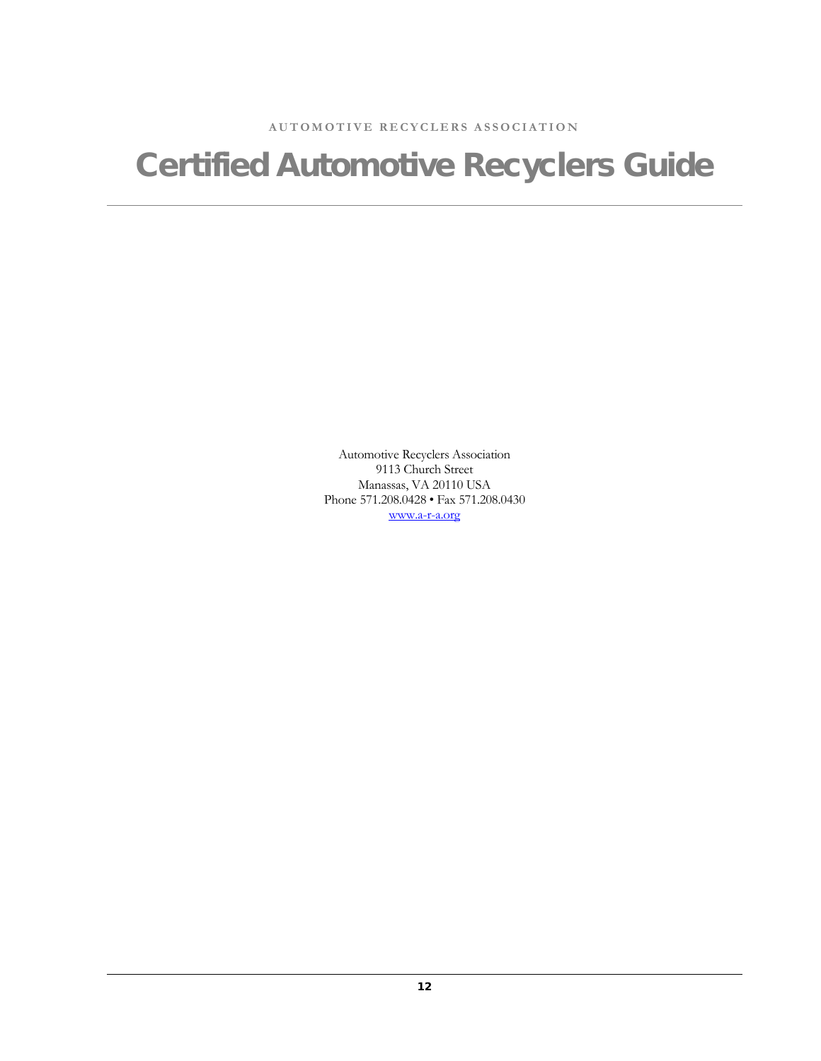AUTOMOTIVE RECYCLERS ASSOCIATION

# Certified Automotive Recyclers Guide

---

Automotive Recyclers Association
9113 Church Street
Manassas, VA 20110 USA
Phone 571.208.0428 • Fax 571.208.0430
www.a-r-a.org